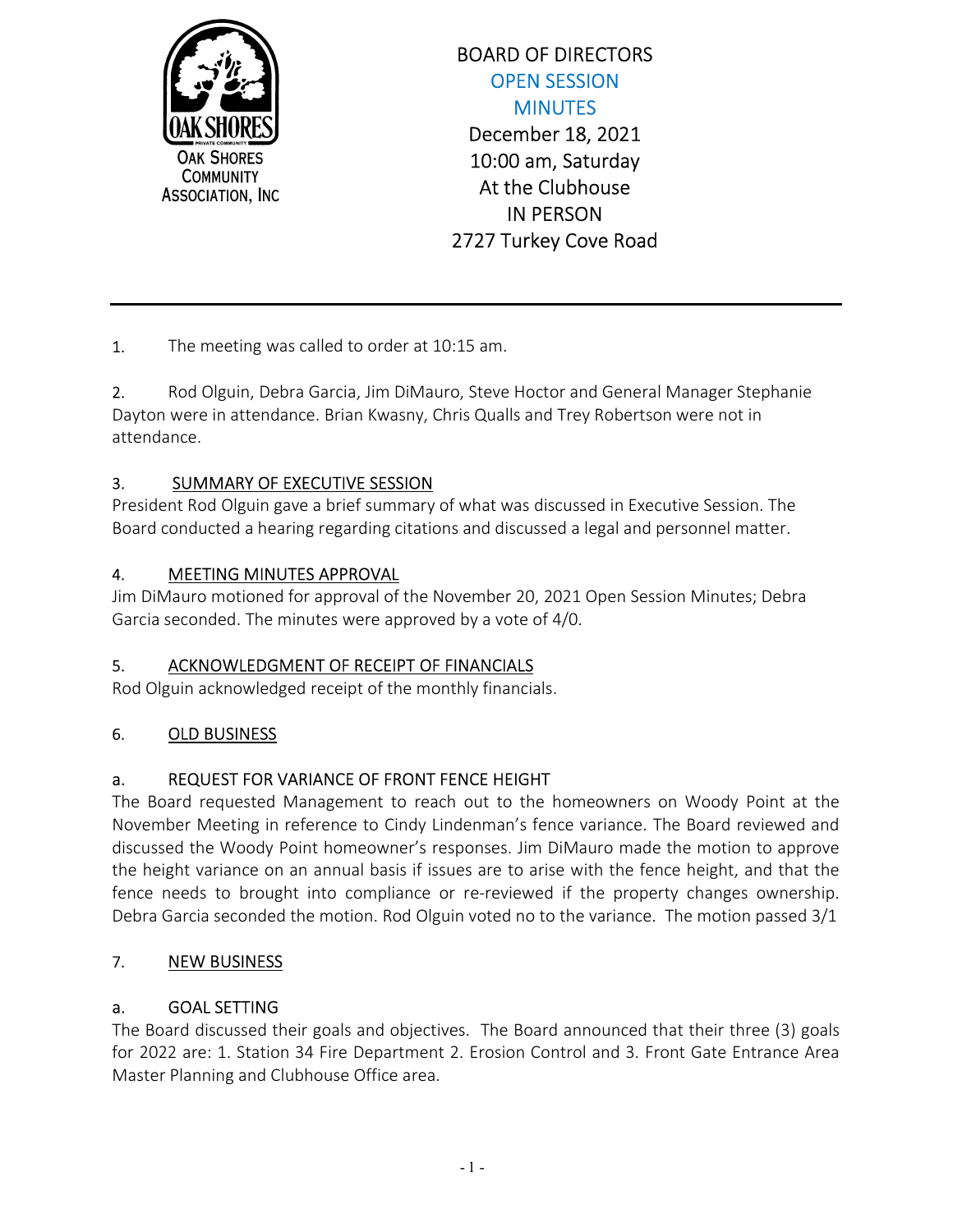OAK SHORES COMMUNITY ASSOCIATION, INC

# BOARD OF DIRECTORS
## OPEN SESSION
## MINUTES

December 18, 2021
10:00 am, Saturday
At the Clubhouse
IN PERSON
2727 Turkey Cove Road

---

1. The meeting was called to order at 10:15 am.

2. Rod Olguin, Debra Garcia, Jim DiMauro, Steve Hoctor and General Manager Stephanie Dayton were in attendance. Brian Kwasny, Chris Qualls and Trey Robertson were not in attendance.

3. SUMMARY OF EXECUTIVE SESSION

President Rod Olguin gave a brief summary of what was discussed in Executive Session. The Board conducted a hearing regarding citations and discussed a legal and personnel matter.

4. MEETING MINUTES APPROVAL

Jim DiMauro motioned for approval of the November 20, 2021 Open Session Minutes; Debra Garcia seconded. The minutes were approved by a vote of 4/0.

5. ACKNOWLEDGMENT OF RECEIPT OF FINANCIALS

Rod Olguin acknowledged receipt of the monthly financials.

6. OLD BUSINESS

a. REQUEST FOR VARIANCE OF FRONT FENCE HEIGHT

The Board requested Management to reach out to the homeowners on Woody Point at the November Meeting in reference to Cindy Lindenman's fence variance. The Board reviewed and discussed the Woody Point homeowner's responses. Jim DiMauro made the motion to approve the height variance on an annual basis if issues are to arise with the fence height, and that the fence needs to brought into compliance or re-reviewed if the property changes ownership. Debra Garcia seconded the motion. Rod Olguin voted no to the variance. The motion passed 3/1

7. NEW BUSINESS

a. GOAL SETTING

The Board discussed their goals and objectives. The Board announced that their three (3) goals for 2022 are: 1. Station 34 Fire Department 2. Erosion Control and 3. Front Gate Entrance Area Master Planning and Clubhouse Office area.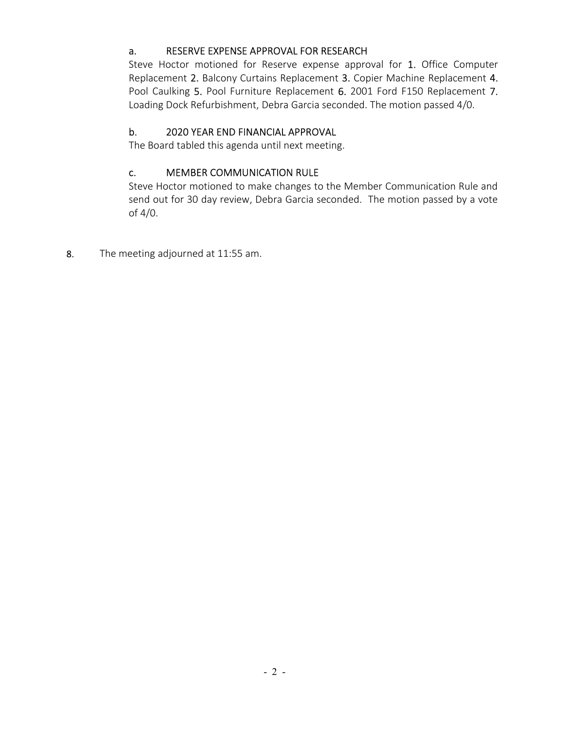a. RESERVE EXPENSE APPROVAL FOR RESEARCH

Steve Hoctor motioned for Reserve expense approval for 1. Office Computer Replacement 2. Balcony Curtains Replacement 3. Copier Machine Replacement 4. Pool Caulking 5. Pool Furniture Replacement 6. 2001 Ford F150 Replacement 7. Loading Dock Refurbishment, Debra Garcia seconded. The motion passed 4/0.

b. 2020 YEAR END FINANCIAL APPROVAL

The Board tabled this agenda until next meeting.

c. MEMBER COMMUNICATION RULE

Steve Hoctor motioned to make changes to the Member Communication Rule and send out for 30 day review, Debra Garcia seconded. The motion passed by a vote of 4/0.

8. The meeting adjourned at 11:55 am.